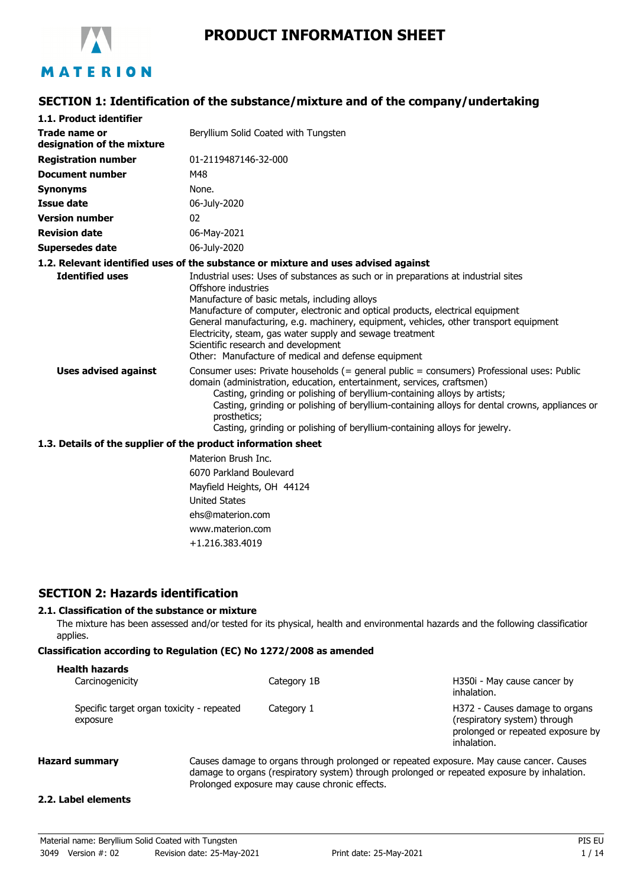# PRODUCT INFORMATION SHEET

## SECTION 1: Identification of the substance/mixture and of the company/undertaking

### 1.1. Product identifier

| | |
|---|---|
| **Trade name or designation of the mixture** | Beryllium Solid Coated with Tungsten |
| **Registration number** | 01-2119487146-32-000 |
| **Document number** | M48 |
| **Synonyms** | None. |
| **Issue date** | 06-July-2020 |
| **Version number** | 02 |
| **Revision date** | 06-May-2021 |
| **Supersedes date** | 06-July-2020 |

### 1.2. Relevant identified uses of the substance or mixture and uses advised against

**Identified uses**

Industrial uses: Uses of substances as such or in preparations at industrial sites
Offshore industries
Manufacture of basic metals, including alloys
Manufacture of computer, electronic and optical products, electrical equipment
General manufacturing, e.g. machinery, equipment, vehicles, other transport equipment
Electricity, steam, gas water supply and sewage treatment
Scientific research and development
Other: Manufacture of medical and defense equipment

**Uses advised against**

Consumer uses: Private households (= general public = consumers) Professional uses: Public domain (administration, education, entertainment, services, craftsmen)
- Casting, grinding or polishing of beryllium-containing alloys by artists;
- Casting, grinding or polishing of beryllium-containing alloys for dental crowns, appliances or prosthetics;
- Casting, grinding or polishing of beryllium-containing alloys for jewelry.

### 1.3. Details of the supplier of the product information sheet

Materion Brush Inc.
6070 Parkland Boulevard
Mayfield Heights, OH 44124
United States
ehs@materion.com
www.materion.com
+1.216.383.4019

## SECTION 2: Hazards identification

### 2.1. Classification of the substance or mixture

The mixture has been assessed and/or tested for its physical, health and environmental hazards and the following classification applies.

**Classification according to Regulation (EC) No 1272/2008 as amended**

**Health hazards**

| | | |
|---|---|---|
| Carcinogenicity | Category 1B | H350i - May cause cancer by inhalation. |
| Specific target organ toxicity - repeated exposure | Category 1 | H372 - Causes damage to organs (respiratory system) through prolonged or repeated exposure by inhalation. |

**Hazard summary**

Causes damage to organs through prolonged or repeated exposure. May cause cancer. Causes damage to organs (respiratory system) through prolonged or repeated exposure by inhalation. Prolonged exposure may cause chronic effects.

### 2.2. Label elements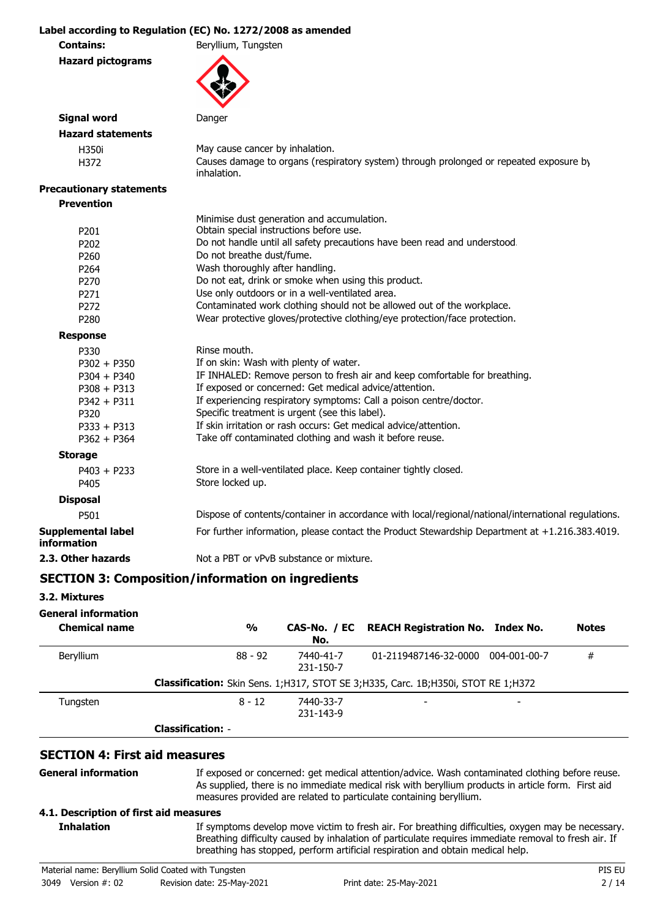**Label according to Regulation (EC) No. 1272/2008 as amended**

**Contains:** Beryllium, Tungsten

**Hazard pictograms**

**Signal word** Danger

**Hazard statements**

| | |
|---|---|
| H350i | May cause cancer by inhalation. |
| H372 | Causes damage to organs (respiratory system) through prolonged or repeated exposure by inhalation. |

**Precautionary statements**

**Prevention**

| | |
|---|---|
| | Minimise dust generation and accumulation. |
| P201 | Obtain special instructions before use. |
| P202 | Do not handle until all safety precautions have been read and understood. |
| P260 | Do not breathe dust/fume. |
| P264 | Wash thoroughly after handling. |
| P270 | Do not eat, drink or smoke when using this product. |
| P271 | Use only outdoors or in a well-ventilated area. |
| P272 | Contaminated work clothing should not be allowed out of the workplace. |
| P280 | Wear protective gloves/protective clothing/eye protection/face protection. |

**Response**

| | |
|---|---|
| P330 | Rinse mouth. |
| P302 + P350 | If on skin: Wash with plenty of water. |
| P304 + P340 | IF INHALED: Remove person to fresh air and keep comfortable for breathing. |
| P308 + P313 | If exposed or concerned: Get medical advice/attention. |
| P342 + P311 | If experiencing respiratory symptoms: Call a poison centre/doctor. |
| P320 | Specific treatment is urgent (see this label). |
| P333 + P313 | If skin irritation or rash occurs: Get medical advice/attention. |
| P362 + P364 | Take off contaminated clothing and wash it before reuse. |

**Storage**

| | |
|---|---|
| P403 + P233 | Store in a well-ventilated place. Keep container tightly closed. |
| P405 | Store locked up. |

**Disposal**

| | |
|---|---|
| P501 | Dispose of contents/container in accordance with local/regional/national/international regulations. |

**Supplemental label information** For further information, please contact the Product Stewardship Department at +1.216.383.4019.

**2.3. Other hazards** Not a PBT or vPvB substance or mixture.

## SECTION 3: Composition/information on ingredients

### 3.2. Mixtures

**General information**

| Chemical name | % | CAS-No. / EC No. | REACH Registration No. | Index No. | Notes |
|---|---|---|---|---|---|
| Beryllium | 88 - 92 | 7440-41-7<br>231-150-7 | 01-2119487146-32-0000 | 004-001-00-7 | # |
| | **Classification:** Skin Sens. 1;H317, STOT SE 3;H335, Carc. 1B;H350i, STOT RE 1;H372 | | | | |
| Tungsten | 8 - 12 | 7440-33-7<br>231-143-9 | - | - | |
| | **Classification:** - | | | | |

## SECTION 4: First aid measures

**General information** If exposed or concerned: get medical attention/advice. Wash contaminated clothing before reuse. As supplied, there is no immediate medical risk with beryllium products in article form. First aid measures provided are related to particulate containing beryllium.

### 4.1. Description of first aid measures

**Inhalation** If symptoms develop move victim to fresh air. For breathing difficulties, oxygen may be necessary. Breathing difficulty caused by inhalation of particulate requires immediate removal to fresh air. If breathing has stopped, perform artificial respiration and obtain medical help.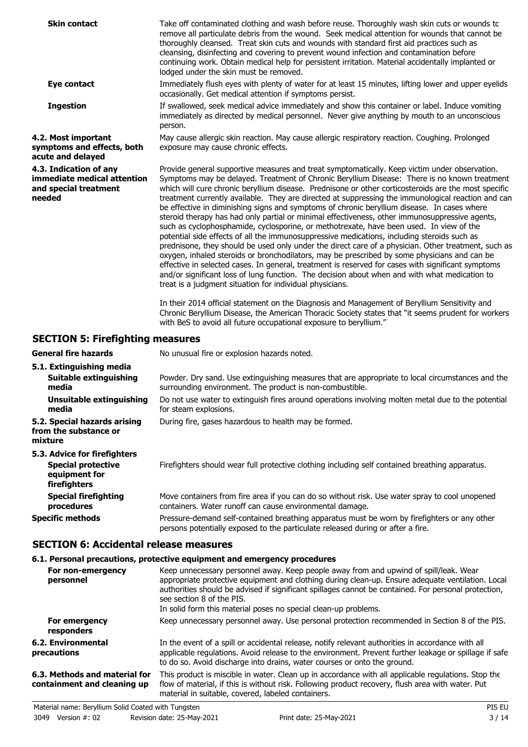**Skin contact**

Take off contaminated clothing and wash before reuse. Thoroughly wash skin cuts or wounds to remove all particulate debris from the wound. Seek medical attention for wounds that cannot be thoroughly cleansed. Treat skin cuts and wounds with standard first aid practices such as cleansing, disinfecting and covering to prevent wound infection and contamination before continuing work. Obtain medical help for persistent irritation. Material accidentally implanted or lodged under the skin must be removed.

**Eye contact**

Immediately flush eyes with plenty of water for at least 15 minutes, lifting lower and upper eyelids occasionally. Get medical attention if symptoms persist.

**Ingestion**

If swallowed, seek medical advice immediately and show this container or label. Induce vomiting immediately as directed by medical personnel. Never give anything by mouth to an unconscious person.

**4.2. Most important symptoms and effects, both acute and delayed**

May cause allergic skin reaction. May cause allergic respiratory reaction. Coughing. Prolonged exposure may cause chronic effects.

**4.3. Indication of any immediate medical attention and special treatment needed**

Provide general supportive measures and treat symptomatically. Keep victim under observation. Symptoms may be delayed. Treatment of Chronic Beryllium Disease: There is no known treatment which will cure chronic beryllium disease. Prednisone or other corticosteroids are the most specific treatment currently available. They are directed at suppressing the immunological reaction and can be effective in diminishing signs and symptoms of chronic beryllium disease. In cases where steroid therapy has had only partial or minimal effectiveness, other immunosuppressive agents, such as cyclophosphamide, cyclosporine, or methotrexate, have been used. In view of the potential side effects of all the immunosuppressive medications, including steroids such as prednisone, they should be used only under the direct care of a physician. Other treatment, such as oxygen, inhaled steroids or bronchodilators, may be prescribed by some physicians and can be effective in selected cases. In general, treatment is reserved for cases with significant symptoms and/or significant loss of lung function. The decision about when and with what medication to treat is a judgment situation for individual physicians.

In their 2014 official statement on the Diagnosis and Management of Beryllium Sensitivity and Chronic Beryllium Disease, the American Thoracic Society states that "it seems prudent for workers with BeS to avoid all future occupational exposure to beryllium."

## SECTION 5: Firefighting measures

**General fire hazards**

No unusual fire or explosion hazards noted.

**5.1. Extinguishing media**

**Suitable extinguishing media**

Powder. Dry sand. Use extinguishing measures that are appropriate to local circumstances and the surrounding environment. The product is non-combustible.

**Unsuitable extinguishing media**

Do not use water to extinguish fires around operations involving molten metal due to the potential for steam explosions.

**5.2. Special hazards arising from the substance or mixture**

During fire, gases hazardous to health may be formed.

**5.3. Advice for firefighters**

**Special protective equipment for firefighters**

Firefighters should wear full protective clothing including self contained breathing apparatus.

**Special firefighting procedures**

Move containers from fire area if you can do so without risk. Use water spray to cool unopened containers. Water runoff can cause environmental damage.

**Specific methods**

Pressure-demand self-contained breathing apparatus must be worn by firefighters or any other persons potentially exposed to the particulate released during or after a fire.

## SECTION 6: Accidental release measures

**6.1. Personal precautions, protective equipment and emergency procedures**

**For non-emergency personnel**

Keep unnecessary personnel away. Keep people away from and upwind of spill/leak. Wear appropriate protective equipment and clothing during clean-up. Ensure adequate ventilation. Local authorities should be advised if significant spillages cannot be contained. For personal protection, see section 8 of the PIS.

In solid form this material poses no special clean-up problems.

**For emergency responders**

Keep unnecessary personnel away. Use personal protection recommended in Section 8 of the PIS.

**6.2. Environmental precautions**

In the event of a spill or accidental release, notify relevant authorities in accordance with all applicable regulations. Avoid release to the environment. Prevent further leakage or spillage if safe to do so. Avoid discharge into drains, water courses or onto the ground.

**6.3. Methods and material for containment and cleaning up**

This product is miscible in water. Clean up in accordance with all applicable regulations. Stop the flow of material, if this is without risk. Following product recovery, flush area with water. Put material in suitable, covered, labeled containers.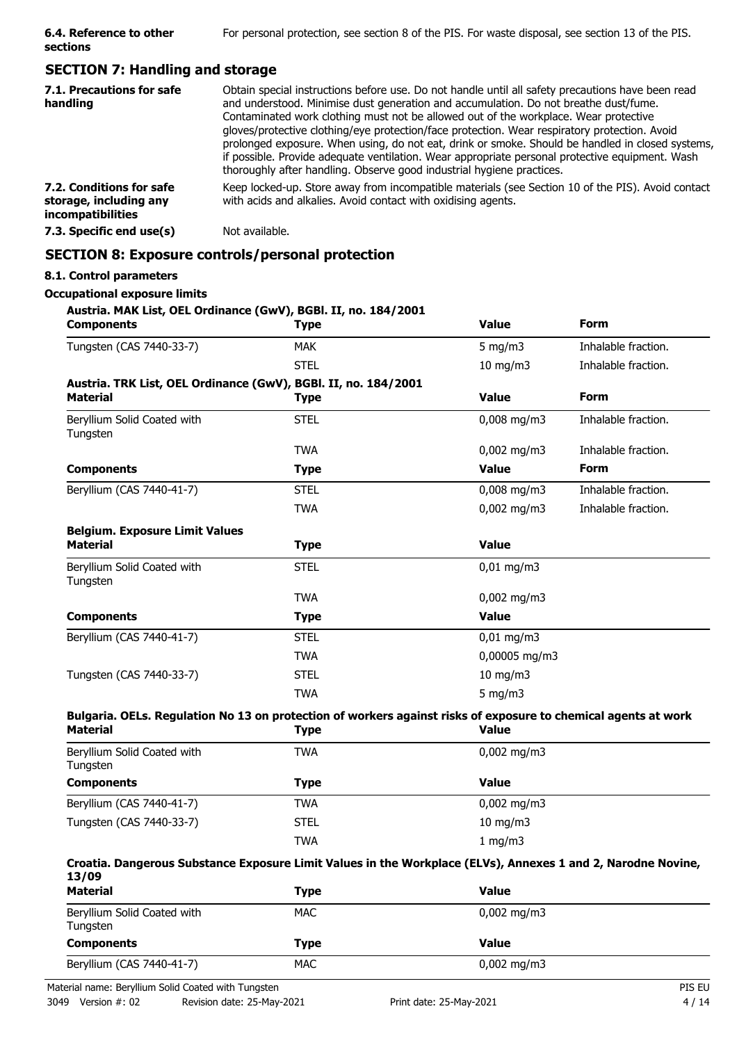| | |
|---|---|
| **6.4. Reference to other sections** | For personal protection, see section 8 of the PIS. For waste disposal, see section 13 of the PIS. |

## SECTION 7: Handling and storage

| | |
|---|---|
| **7.1. Precautions for safe handling** | Obtain special instructions before use. Do not handle until all safety precautions have been read and understood. Minimise dust generation and accumulation. Do not breathe dust/fume. Contaminated work clothing must not be allowed out of the workplace. Wear protective gloves/protective clothing/eye protection/face protection. Wear respiratory protection. Avoid prolonged exposure. When using, do not eat, drink or smoke. Should be handled in closed systems, if possible. Provide adequate ventilation. Wear appropriate personal protective equipment. Wash thoroughly after handling. Observe good industrial hygiene practices. |
| **7.2. Conditions for safe storage, including any incompatibilities** | Keep locked-up. Store away from incompatible materials (see Section 10 of the PIS). Avoid contact with acids and alkalies. Avoid contact with oxidising agents. |
| **7.3. Specific end use(s)** | Not available. |

## SECTION 8: Exposure controls/personal protection

### 8.1. Control parameters

**Occupational exposure limits**

**Austria. MAK List, OEL Ordinance (GwV), BGBl. II, no. 184/2001**

| Components | Type | Value | Form |
|---|---|---|---|
| Tungsten (CAS 7440-33-7) | MAK | 5 mg/m3 | Inhalable fraction. |
| | STEL | 10 mg/m3 | Inhalable fraction. |

**Austria. TRK List, OEL Ordinance (GwV), BGBl. II, no. 184/2001**

| Material | Type | Value | Form |
|---|---|---|---|
| Beryllium Solid Coated with Tungsten | STEL | 0,008 mg/m3 | Inhalable fraction. |
| | TWA | 0,002 mg/m3 | Inhalable fraction. |
| **Components** | **Type** | **Value** | **Form** |
| Beryllium (CAS 7440-41-7) | STEL | 0,008 mg/m3 | Inhalable fraction. |
| | TWA | 0,002 mg/m3 | Inhalable fraction. |

**Belgium. Exposure Limit Values**

| Material | Type | Value |
|---|---|---|
| Beryllium Solid Coated with Tungsten | STEL | 0,01 mg/m3 |
| | TWA | 0,002 mg/m3 |
| **Components** | **Type** | **Value** |
| Beryllium (CAS 7440-41-7) | STEL | 0,01 mg/m3 |
| | TWA | 0,00005 mg/m3 |
| Tungsten (CAS 7440-33-7) | STEL | 10 mg/m3 |
| | TWA | 5 mg/m3 |

**Bulgaria. OELs. Regulation No 13 on protection of workers against risks of exposure to chemical agents at work**

| Material | Type | Value |
|---|---|---|
| Beryllium Solid Coated with Tungsten | TWA | 0,002 mg/m3 |
| **Components** | **Type** | **Value** |
| Beryllium (CAS 7440-41-7) | TWA | 0,002 mg/m3 |
| Tungsten (CAS 7440-33-7) | STEL | 10 mg/m3 |
| | TWA | 1 mg/m3 |

**Croatia. Dangerous Substance Exposure Limit Values in the Workplace (ELVs), Annexes 1 and 2, Narodne Novine, 13/09**

| Material | Type | Value |
|---|---|---|
| Beryllium Solid Coated with Tungsten | MAC | 0,002 mg/m3 |
| **Components** | **Type** | **Value** |
| Beryllium (CAS 7440-41-7) | MAC | 0,002 mg/m3 |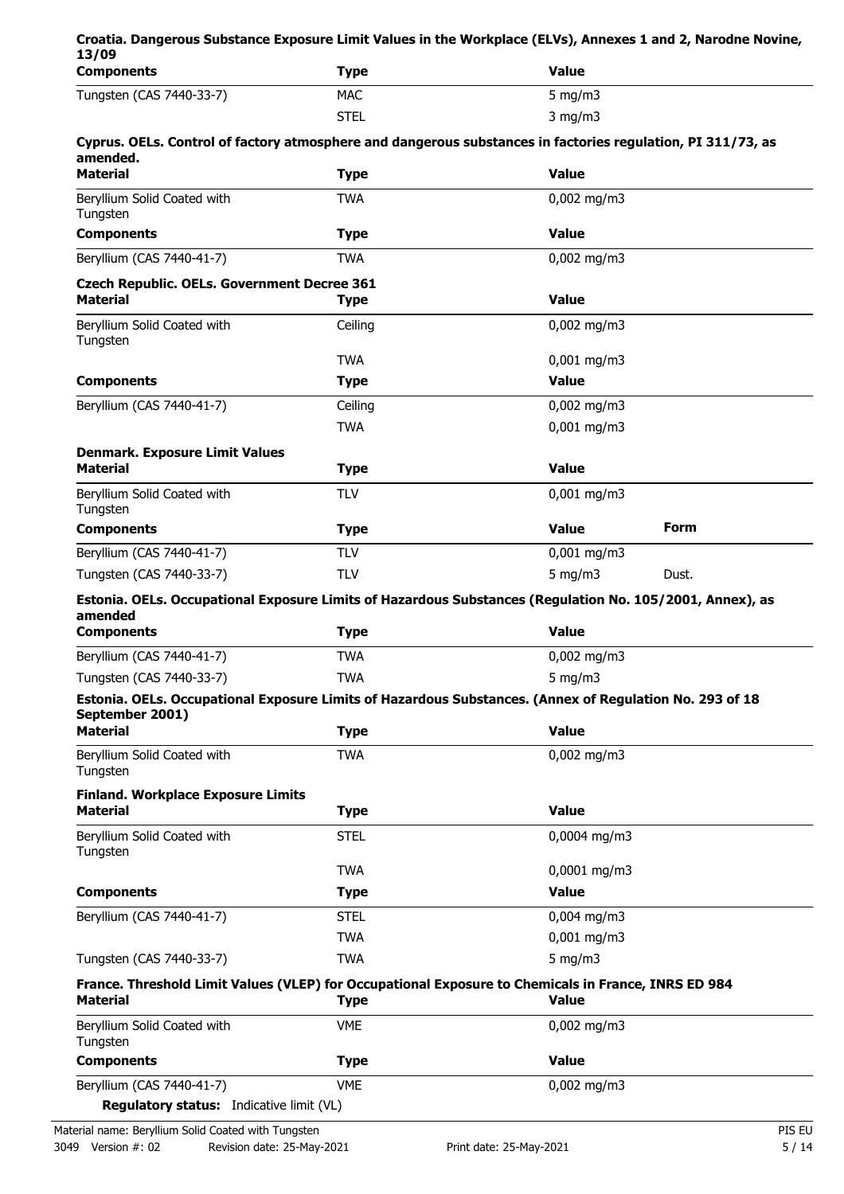**Croatia. Dangerous Substance Exposure Limit Values in the Workplace (ELVs), Annexes 1 and 2, Narodne Novine, 13/09**

| Components | Type | Value |
|---|---|---|
| Tungsten (CAS 7440-33-7) | MAC | 5 mg/m3 |
| | STEL | 3 mg/m3 |

**Cyprus. OELs. Control of factory atmosphere and dangerous substances in factories regulation, PI 311/73, as amended.**

| Material | Type | Value |
|---|---|---|
| Beryllium Solid Coated with Tungsten | TWA | 0,002 mg/m3 |
| **Components** | **Type** | **Value** |
| Beryllium (CAS 7440-41-7) | TWA | 0,002 mg/m3 |

**Czech Republic. OELs. Government Decree 361**

| Material | Type | Value |
|---|---|---|
| Beryllium Solid Coated with Tungsten | Ceiling | 0,002 mg/m3 |
| | TWA | 0,001 mg/m3 |
| **Components** | **Type** | **Value** |
| Beryllium (CAS 7440-41-7) | Ceiling | 0,002 mg/m3 |
| | TWA | 0,001 mg/m3 |

**Denmark. Exposure Limit Values**

| Material | Type | Value | |
|---|---|---|---|
| Beryllium Solid Coated with Tungsten | TLV | 0,001 mg/m3 | |
| **Components** | **Type** | **Value** | **Form** |
| Beryllium (CAS 7440-41-7) | TLV | 0,001 mg/m3 | |
| Tungsten (CAS 7440-33-7) | TLV | 5 mg/m3 | Dust. |

**Estonia. OELs. Occupational Exposure Limits of Hazardous Substances (Regulation No. 105/2001, Annex), as amended**

| Components | Type | Value |
|---|---|---|
| Beryllium (CAS 7440-41-7) | TWA | 0,002 mg/m3 |
| Tungsten (CAS 7440-33-7) | TWA | 5 mg/m3 |

**Estonia. OELs. Occupational Exposure Limits of Hazardous Substances. (Annex of Regulation No. 293 of 18 September 2001)**

| Material | Type | Value |
|---|---|---|
| Beryllium Solid Coated with Tungsten | TWA | 0,002 mg/m3 |

**Finland. Workplace Exposure Limits**

| Material | Type | Value |
|---|---|---|
| Beryllium Solid Coated with Tungsten | STEL | 0,0004 mg/m3 |
| | TWA | 0,0001 mg/m3 |
| **Components** | **Type** | **Value** |
| Beryllium (CAS 7440-41-7) | STEL | 0,004 mg/m3 |
| | TWA | 0,001 mg/m3 |
| Tungsten (CAS 7440-33-7) | TWA | 5 mg/m3 |

**France. Threshold Limit Values (VLEP) for Occupational Exposure to Chemicals in France, INRS ED 984**

| Material | Type | Value |
|---|---|---|
| Beryllium Solid Coated with Tungsten | VME | 0,002 mg/m3 |
| **Components** | **Type** | **Value** |
| Beryllium (CAS 7440-41-7) | VME | 0,002 mg/m3 |

**Regulatory status:** Indicative limit (VL)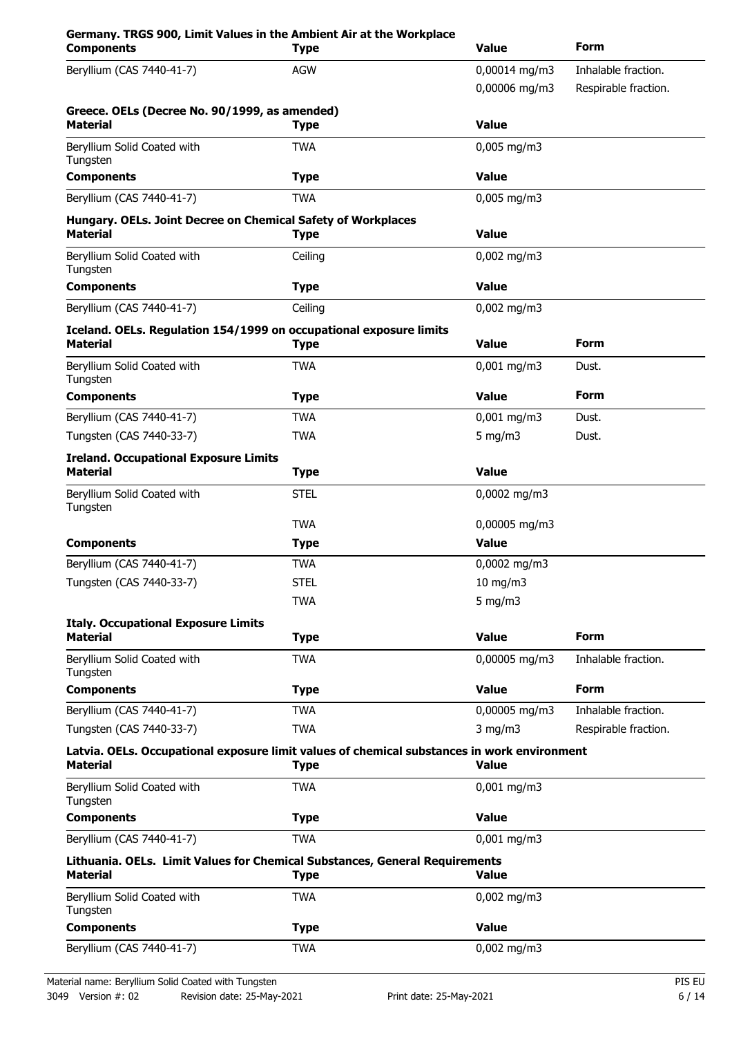**Germany. TRGS 900, Limit Values in the Ambient Air at the Workplace**

| Components | Type | Value | Form |
|---|---|---|---|
| Beryllium (CAS 7440-41-7) | AGW | 0,00014 mg/m3 | Inhalable fraction. |
| | | 0,00006 mg/m3 | Respirable fraction. |

**Greece. OELs (Decree No. 90/1999, as amended)**

| Material | Type | Value |
|---|---|---|
| Beryllium Solid Coated with Tungsten | TWA | 0,005 mg/m3 |
| **Components** | **Type** | **Value** |
| Beryllium (CAS 7440-41-7) | TWA | 0,005 mg/m3 |

**Hungary. OELs. Joint Decree on Chemical Safety of Workplaces**

| Material | Type | Value |
|---|---|---|
| Beryllium Solid Coated with Tungsten | Ceiling | 0,002 mg/m3 |
| **Components** | **Type** | **Value** |
| Beryllium (CAS 7440-41-7) | Ceiling | 0,002 mg/m3 |

**Iceland. OELs. Regulation 154/1999 on occupational exposure limits**

| Material | Type | Value | Form |
|---|---|---|---|
| Beryllium Solid Coated with Tungsten | TWA | 0,001 mg/m3 | Dust. |
| **Components** | **Type** | **Value** | **Form** |
| Beryllium (CAS 7440-41-7) | TWA | 0,001 mg/m3 | Dust. |
| Tungsten (CAS 7440-33-7) | TWA | 5 mg/m3 | Dust. |

**Ireland. Occupational Exposure Limits**

| Material | Type | Value |
|---|---|---|
| Beryllium Solid Coated with Tungsten | STEL | 0,0002 mg/m3 |
| | TWA | 0,00005 mg/m3 |
| **Components** | **Type** | **Value** |
| Beryllium (CAS 7440-41-7) | TWA | 0,0002 mg/m3 |
| Tungsten (CAS 7440-33-7) | STEL | 10 mg/m3 |
| | TWA | 5 mg/m3 |

**Italy. Occupational Exposure Limits**

| Material | Type | Value | Form |
|---|---|---|---|
| Beryllium Solid Coated with Tungsten | TWA | 0,00005 mg/m3 | Inhalable fraction. |
| **Components** | **Type** | **Value** | **Form** |
| Beryllium (CAS 7440-41-7) | TWA | 0,00005 mg/m3 | Inhalable fraction. |
| Tungsten (CAS 7440-33-7) | TWA | 3 mg/m3 | Respirable fraction. |

**Latvia. OELs. Occupational exposure limit values of chemical substances in work environment**

| Material | Type | Value |
|---|---|---|
| Beryllium Solid Coated with Tungsten | TWA | 0,001 mg/m3 |
| **Components** | **Type** | **Value** |
| Beryllium (CAS 7440-41-7) | TWA | 0,001 mg/m3 |

**Lithuania. OELs. Limit Values for Chemical Substances, General Requirements**

| Material | Type | Value |
|---|---|---|
| Beryllium Solid Coated with Tungsten | TWA | 0,002 mg/m3 |
| **Components** | **Type** | **Value** |
| Beryllium (CAS 7440-41-7) | TWA | 0,002 mg/m3 |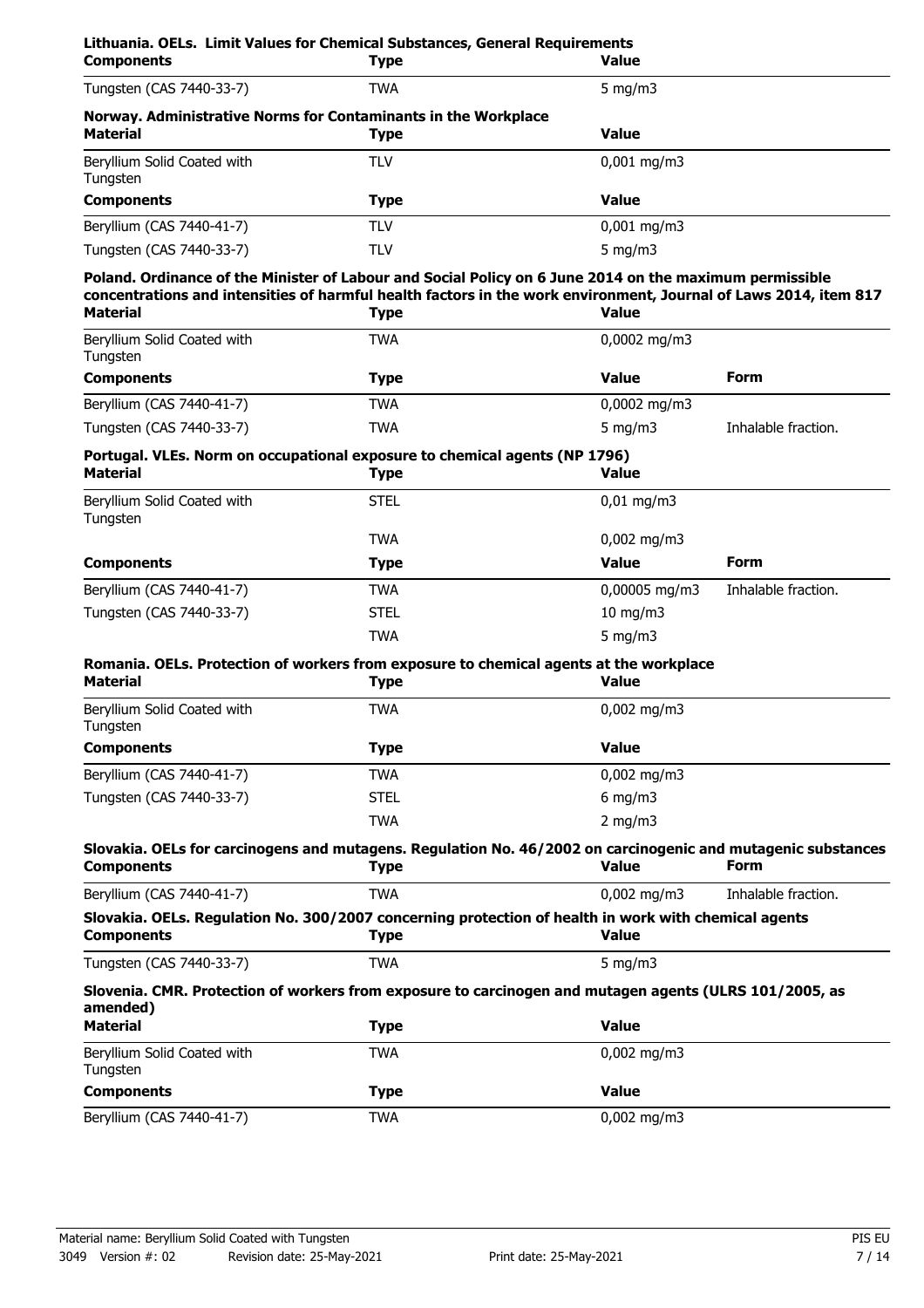**Lithuania. OELs. Limit Values for Chemical Substances, General Requirements**

| Components | Type | Value |
|---|---|---|
| Tungsten (CAS 7440-33-7) | TWA | 5 mg/m3 |

**Norway. Administrative Norms for Contaminants in the Workplace**

| Material | Type | Value |
|---|---|---|
| Beryllium Solid Coated with Tungsten | TLV | 0,001 mg/m3 |
| **Components** | **Type** | **Value** |
| Beryllium (CAS 7440-41-7) | TLV | 0,001 mg/m3 |
| Tungsten (CAS 7440-33-7) | TLV | 5 mg/m3 |

**Poland. Ordinance of the Minister of Labour and Social Policy on 6 June 2014 on the maximum permissible concentrations and intensities of harmful health factors in the work environment, Journal of Laws 2014, item 817**

| Material | Type | Value | |
|---|---|---|---|
| Beryllium Solid Coated with Tungsten | TWA | 0,0002 mg/m3 | |
| **Components** | **Type** | **Value** | **Form** |
| Beryllium (CAS 7440-41-7) | TWA | 0,0002 mg/m3 | |
| Tungsten (CAS 7440-33-7) | TWA | 5 mg/m3 | Inhalable fraction. |

**Portugal. VLEs. Norm on occupational exposure to chemical agents (NP 1796)**

| Material | Type | Value | |
|---|---|---|---|
| Beryllium Solid Coated with Tungsten | STEL | 0,01 mg/m3 | |
| | TWA | 0,002 mg/m3 | |
| **Components** | **Type** | **Value** | **Form** |
| Beryllium (CAS 7440-41-7) | TWA | 0,00005 mg/m3 | Inhalable fraction. |
| Tungsten (CAS 7440-33-7) | STEL | 10 mg/m3 | |
| | TWA | 5 mg/m3 | |

**Romania. OELs. Protection of workers from exposure to chemical agents at the workplace**

| Material | Type | Value |
|---|---|---|
| Beryllium Solid Coated with Tungsten | TWA | 0,002 mg/m3 |
| **Components** | **Type** | **Value** |
| Beryllium (CAS 7440-41-7) | TWA | 0,002 mg/m3 |
| Tungsten (CAS 7440-33-7) | STEL | 6 mg/m3 |
| | TWA | 2 mg/m3 |

**Slovakia. OELs for carcinogens and mutagens. Regulation No. 46/2002 on carcinogenic and mutagenic substances**

| Components | Type | Value | Form |
|---|---|---|---|
| Beryllium (CAS 7440-41-7) | TWA | 0,002 mg/m3 | Inhalable fraction. |

**Slovakia. OELs. Regulation No. 300/2007 concerning protection of health in work with chemical agents**

| Components | Type | Value |
|---|---|---|
| Tungsten (CAS 7440-33-7) | TWA | 5 mg/m3 |

**Slovenia. CMR. Protection of workers from exposure to carcinogen and mutagen agents (ULRS 101/2005, as amended)**

| Material | Type | Value |
|---|---|---|
| Beryllium Solid Coated with Tungsten | TWA | 0,002 mg/m3 |
| **Components** | **Type** | **Value** |
| Beryllium (CAS 7440-41-7) | TWA | 0,002 mg/m3 |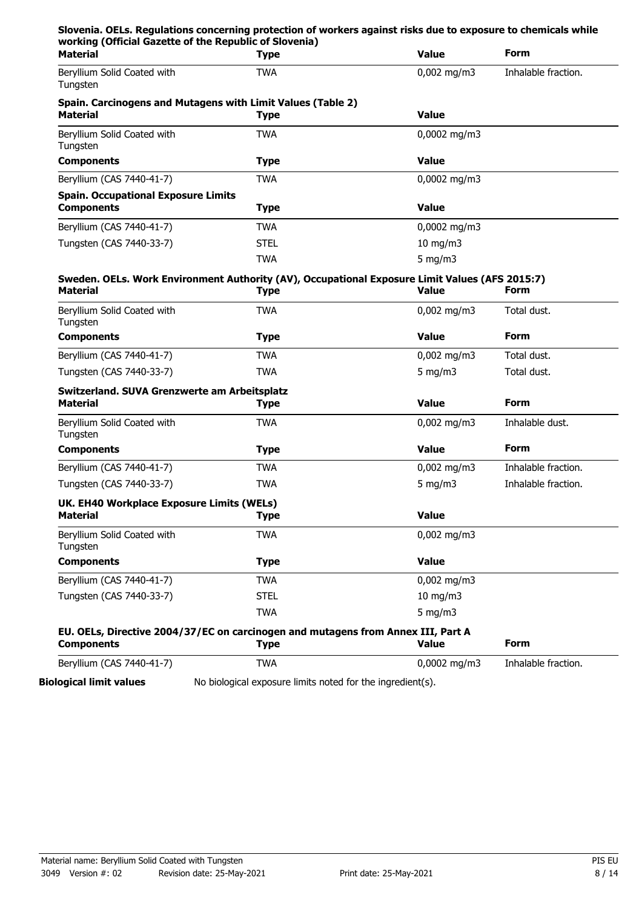**Slovenia. OELs. Regulations concerning protection of workers against risks due to exposure to chemicals while working (Official Gazette of the Republic of Slovenia)**

| Material | Type | Value | Form |
|---|---|---|---|
| Beryllium Solid Coated with Tungsten | TWA | 0,002 mg/m3 | Inhalable fraction. |

**Spain. Carcinogens and Mutagens with Limit Values (Table 2)**

| Material | Type | Value |
|---|---|---|
| Beryllium Solid Coated with Tungsten | TWA | 0,0002 mg/m3 |
| **Components** | **Type** | **Value** |
| Beryllium (CAS 7440-41-7) | TWA | 0,0002 mg/m3 |

**Spain. Occupational Exposure Limits**

| Components | Type | Value |
|---|---|---|
| Beryllium (CAS 7440-41-7) | TWA | 0,0002 mg/m3 |
| Tungsten (CAS 7440-33-7) | STEL | 10 mg/m3 |
| | TWA | 5 mg/m3 |

**Sweden. OELs. Work Environment Authority (AV), Occupational Exposure Limit Values (AFS 2015:7)**

| Material | Type | Value | Form |
|---|---|---|---|
| Beryllium Solid Coated with Tungsten | TWA | 0,002 mg/m3 | Total dust. |
| **Components** | **Type** | **Value** | **Form** |
| Beryllium (CAS 7440-41-7) | TWA | 0,002 mg/m3 | Total dust. |
| Tungsten (CAS 7440-33-7) | TWA | 5 mg/m3 | Total dust. |

**Switzerland. SUVA Grenzwerte am Arbeitsplatz**

| Material | Type | Value | Form |
|---|---|---|---|
| Beryllium Solid Coated with Tungsten | TWA | 0,002 mg/m3 | Inhalable dust. |
| **Components** | **Type** | **Value** | **Form** |
| Beryllium (CAS 7440-41-7) | TWA | 0,002 mg/m3 | Inhalable fraction. |
| Tungsten (CAS 7440-33-7) | TWA | 5 mg/m3 | Inhalable fraction. |

**UK. EH40 Workplace Exposure Limits (WELs)**

| Material | Type | Value |
|---|---|---|
| Beryllium Solid Coated with Tungsten | TWA | 0,002 mg/m3 |
| **Components** | **Type** | **Value** |
| Beryllium (CAS 7440-41-7) | TWA | 0,002 mg/m3 |
| Tungsten (CAS 7440-33-7) | STEL | 10 mg/m3 |
| | TWA | 5 mg/m3 |

**EU. OELs, Directive 2004/37/EC on carcinogen and mutagens from Annex III, Part A**

| Components | Type | Value | Form |
|---|---|---|---|
| Beryllium (CAS 7440-41-7) | TWA | 0,0002 mg/m3 | Inhalable fraction. |

**Biological limit values** No biological exposure limits noted for the ingredient(s).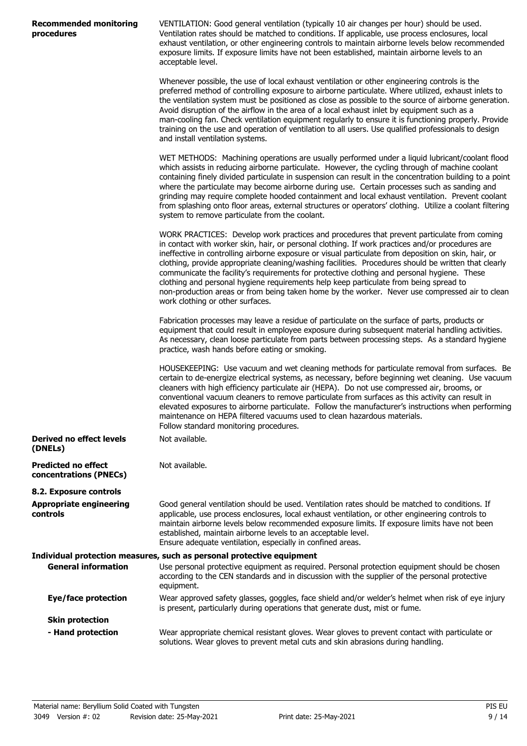**Recommended monitoring procedures**

VENTILATION: Good general ventilation (typically 10 air changes per hour) should be used. Ventilation rates should be matched to conditions. If applicable, use process enclosures, local exhaust ventilation, or other engineering controls to maintain airborne levels below recommended exposure limits. If exposure limits have not been established, maintain airborne levels to an acceptable level.

Whenever possible, the use of local exhaust ventilation or other engineering controls is the preferred method of controlling exposure to airborne particulate. Where utilized, exhaust inlets to the ventilation system must be positioned as close as possible to the source of airborne generation. Avoid disruption of the airflow in the area of a local exhaust inlet by equipment such as a man-cooling fan. Check ventilation equipment regularly to ensure it is functioning properly. Provide training on the use and operation of ventilation to all users. Use qualified professionals to design and install ventilation systems.

WET METHODS: Machining operations are usually performed under a liquid lubricant/coolant flood which assists in reducing airborne particulate. However, the cycling through of machine coolant containing finely divided particulate in suspension can result in the concentration building to a point where the particulate may become airborne during use. Certain processes such as sanding and grinding may require complete hooded containment and local exhaust ventilation. Prevent coolant from splashing onto floor areas, external structures or operators' clothing. Utilize a coolant filtering system to remove particulate from the coolant.

WORK PRACTICES: Develop work practices and procedures that prevent particulate from coming in contact with worker skin, hair, or personal clothing. If work practices and/or procedures are ineffective in controlling airborne exposure or visual particulate from deposition on skin, hair, or clothing, provide appropriate cleaning/washing facilities. Procedures should be written that clearly communicate the facility's requirements for protective clothing and personal hygiene. These clothing and personal hygiene requirements help keep particulate from being spread to non-production areas or from being taken home by the worker. Never use compressed air to clean work clothing or other surfaces.

Fabrication processes may leave a residue of particulate on the surface of parts, products or equipment that could result in employee exposure during subsequent material handling activities. As necessary, clean loose particulate from parts between processing steps. As a standard hygiene practice, wash hands before eating or smoking.

HOUSEKEEPING: Use vacuum and wet cleaning methods for particulate removal from surfaces. Be certain to de-energize electrical systems, as necessary, before beginning wet cleaning. Use vacuum cleaners with high efficiency particulate air (HEPA). Do not use compressed air, brooms, or conventional vacuum cleaners to remove particulate from surfaces as this activity can result in elevated exposures to airborne particulate. Follow the manufacturer's instructions when performing maintenance on HEPA filtered vacuums used to clean hazardous materials.
Follow standard monitoring procedures.

**Derived no effect levels (DNELs)**

Not available.

**Predicted no effect concentrations (PNECs)**

Not available.

## 8.2. Exposure controls

**Appropriate engineering controls**

Good general ventilation should be used. Ventilation rates should be matched to conditions. If applicable, use process enclosures, local exhaust ventilation, or other engineering controls to maintain airborne levels below recommended exposure limits. If exposure limits have not been established, maintain airborne levels to an acceptable level.
Ensure adequate ventilation, especially in confined areas.

**Individual protection measures, such as personal protective equipment**

**General information**

Use personal protective equipment as required. Personal protection equipment should be chosen according to the CEN standards and in discussion with the supplier of the personal protective equipment.

**Eye/face protection**

Wear approved safety glasses, goggles, face shield and/or welder's helmet when risk of eye injury is present, particularly during operations that generate dust, mist or fume.

**Skin protection**

**- Hand protection**

Wear appropriate chemical resistant gloves. Wear gloves to prevent contact with particulate or solutions. Wear gloves to prevent metal cuts and skin abrasions during handling.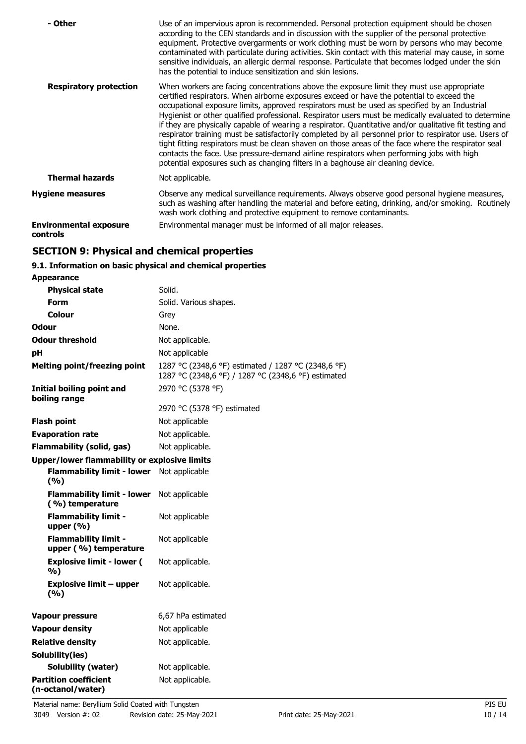| | |
|---|---|
| **- Other** | Use of an impervious apron is recommended. Personal protection equipment should be chosen according to the CEN standards and in discussion with the supplier of the personal protective equipment. Protective overgarments or work clothing must be worn by persons who may become contaminated with particulate during activities. Skin contact with this material may cause, in some sensitive individuals, an allergic dermal response. Particulate that becomes lodged under the skin has the potential to induce sensitization and skin lesions. |
| **Respiratory protection** | When workers are facing concentrations above the exposure limit they must use appropriate certified respirators. When airborne exposures exceed or have the potential to exceed the occupational exposure limits, approved respirators must be used as specified by an Industrial Hygienist or other qualified professional. Respirator users must be medically evaluated to determine if they are physically capable of wearing a respirator. Quantitative and/or qualitative fit testing and respirator training must be satisfactorily completed by all personnel prior to respirator use. Users of tight fitting respirators must be clean shaven on those areas of the face where the respirator seal contacts the face. Use pressure-demand airline respirators when performing jobs with high potential exposures such as changing filters in a baghouse air cleaning device. |
| **Thermal hazards** | Not applicable. |
| **Hygiene measures** | Observe any medical surveillance requirements. Always observe good personal hygiene measures, such as washing after handling the material and before eating, drinking, and/or smoking. Routinely wash work clothing and protective equipment to remove contaminants. |
| **Environmental exposure controls** | Environmental manager must be informed of all major releases. |

## SECTION 9: Physical and chemical properties

### 9.1. Information on basic physical and chemical properties

| | |
|---|---|
| **Appearance** | |
| **Physical state** | Solid. |
| **Form** | Solid. Various shapes. |
| **Colour** | Grey |
| **Odour** | None. |
| **Odour threshold** | Not applicable. |
| **pH** | Not applicable |
| **Melting point/freezing point** | 1287 °C (2348,6 °F) estimated / 1287 °C (2348,6 °F) 1287 °C (2348,6 °F) / 1287 °C (2348,6 °F) estimated |
| **Initial boiling point and boiling range** | 2970 °C (5378 °F) |
| | 2970 °C (5378 °F) estimated |
| **Flash point** | Not applicable |
| **Evaporation rate** | Not applicable. |
| **Flammability (solid, gas)** | Not applicable. |
| **Upper/lower flammability or explosive limits** | |
| **Flammability limit - lower (%)** | Not applicable |
| **Flammability limit - lower (%) temperature** | Not applicable |
| **Flammability limit - upper (%)** | Not applicable |
| **Flammability limit - upper (%) temperature** | Not applicable |
| **Explosive limit - lower (%)** | Not applicable. |
| **Explosive limit – upper (%)** | Not applicable. |
| **Vapour pressure** | 6,67 hPa estimated |
| **Vapour density** | Not applicable |
| **Relative density** | Not applicable. |
| **Solubility(ies)** | |
| **Solubility (water)** | Not applicable. |
| **Partition coefficient (n-octanol/water)** | Not applicable. |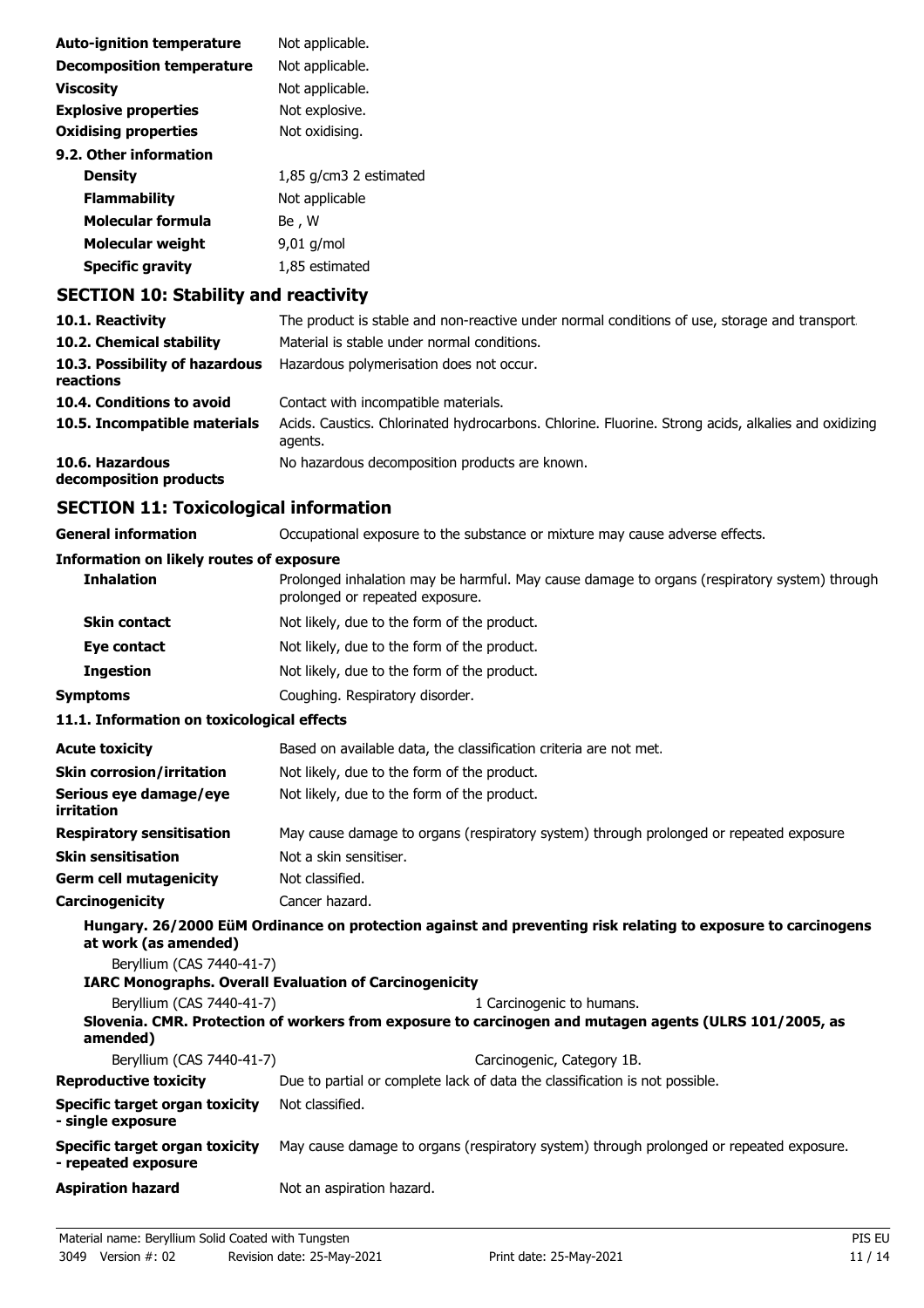| | |
|---|---|
| **Auto-ignition temperature** | Not applicable. |
| **Decomposition temperature** | Not applicable. |
| **Viscosity** | Not applicable. |
| **Explosive properties** | Not explosive. |
| **Oxidising properties** | Not oxidising. |

**9.2. Other information**

| | |
|---|---|
| **Density** | 1,85 g/cm3 2 estimated |
| **Flammability** | Not applicable |
| **Molecular formula** | Be , W |
| **Molecular weight** | 9,01 g/mol |
| **Specific gravity** | 1,85 estimated |

## SECTION 10: Stability and reactivity

| | |
|---|---|
| **10.1. Reactivity** | The product is stable and non-reactive under normal conditions of use, storage and transport. |
| **10.2. Chemical stability** | Material is stable under normal conditions. |
| **10.3. Possibility of hazardous reactions** | Hazardous polymerisation does not occur. |
| **10.4. Conditions to avoid** | Contact with incompatible materials. |
| **10.5. Incompatible materials** | Acids. Caustics. Chlorinated hydrocarbons. Chlorine. Fluorine. Strong acids, alkalies and oxidizing agents. |
| **10.6. Hazardous decomposition products** | No hazardous decomposition products are known. |

## SECTION 11: Toxicological information

| | |
|---|---|
| **General information** | Occupational exposure to the substance or mixture may cause adverse effects. |

**Information on likely routes of exposure**

| | |
|---|---|
| **Inhalation** | Prolonged inhalation may be harmful. May cause damage to organs (respiratory system) through prolonged or repeated exposure. |
| **Skin contact** | Not likely, due to the form of the product. |
| **Eye contact** | Not likely, due to the form of the product. |
| **Ingestion** | Not likely, due to the form of the product. |
| **Symptoms** | Coughing. Respiratory disorder. |

**11.1. Information on toxicological effects**

| | |
|---|---|
| **Acute toxicity** | Based on available data, the classification criteria are not met. |
| **Skin corrosion/irritation** | Not likely, due to the form of the product. |
| **Serious eye damage/eye irritation** | Not likely, due to the form of the product. |
| **Respiratory sensitisation** | May cause damage to organs (respiratory system) through prolonged or repeated exposure |
| **Skin sensitisation** | Not a skin sensitiser. |
| **Germ cell mutagenicity** | Not classified. |
| **Carcinogenicity** | Cancer hazard. |

**Hungary. 26/2000 EüM Ordinance on protection against and preventing risk relating to exposure to carcinogens at work (as amended)**

Beryllium (CAS 7440-41-7)

**IARC Monographs. Overall Evaluation of Carcinogenicity**

| | |
|---|---|
| Beryllium (CAS 7440-41-7) | 1 Carcinogenic to humans. |

**Slovenia. CMR. Protection of workers from exposure to carcinogen and mutagen agents (ULRS 101/2005, as amended)**

| | |
|---|---|
| Beryllium (CAS 7440-41-7) | Carcinogenic, Category 1B. |

| | |
|---|---|
| **Reproductive toxicity** | Due to partial or complete lack of data the classification is not possible. |
| **Specific target organ toxicity - single exposure** | Not classified. |
| **Specific target organ toxicity - repeated exposure** | May cause damage to organs (respiratory system) through prolonged or repeated exposure. |
| **Aspiration hazard** | Not an aspiration hazard. |

Material name: Beryllium Solid Coated with Tungsten
3049 Version #: 02 Revision date: 25-May-2021 Print date: 25-May-2021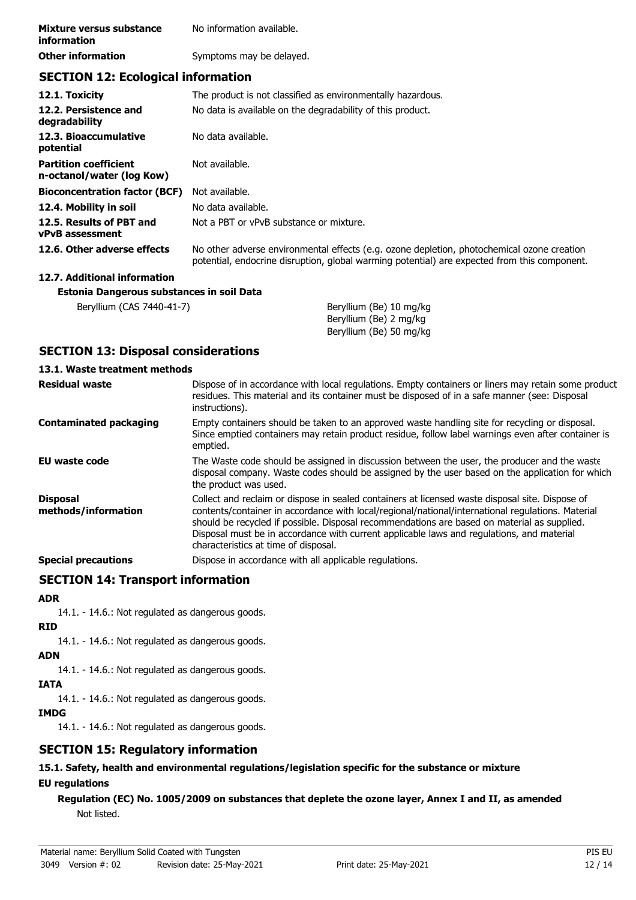| | |
|---|---|
| **Mixture versus substance information** | No information available. |
| **Other information** | Symptoms may be delayed. |

## SECTION 12: Ecological information

| | |
|---|---|
| **12.1. Toxicity** | The product is not classified as environmentally hazardous. |
| **12.2. Persistence and degradability** | No data is available on the degradability of this product. |
| **12.3. Bioaccumulative potential** | No data available. |
| **Partition coefficient n-octanol/water (log Kow)** | Not available. |
| **Bioconcentration factor (BCF)** | Not available. |
| **12.4. Mobility in soil** | No data available. |
| **12.5. Results of PBT and vPvB assessment** | Not a PBT or vPvB substance or mixture. |
| **12.6. Other adverse effects** | No other adverse environmental effects (e.g. ozone depletion, photochemical ozone creation potential, endocrine disruption, global warming potential) are expected from this component. |

**12.7. Additional information**

**Estonia Dangerous substances in soil Data**

| | |
|---|---|
| Beryllium (CAS 7440-41-7) | Beryllium (Be) 10 mg/kg<br>Beryllium (Be) 2 mg/kg<br>Beryllium (Be) 50 mg/kg |

## SECTION 13: Disposal considerations

**13.1. Waste treatment methods**

| | |
|---|---|
| **Residual waste** | Dispose of in accordance with local regulations. Empty containers or liners may retain some product residues. This material and its container must be disposed of in a safe manner (see: Disposal instructions). |
| **Contaminated packaging** | Empty containers should be taken to an approved waste handling site for recycling or disposal. Since emptied containers may retain product residue, follow label warnings even after container is emptied. |
| **EU waste code** | The Waste code should be assigned in discussion between the user, the producer and the waste disposal company. Waste codes should be assigned by the user based on the application for which the product was used. |
| **Disposal methods/information** | Collect and reclaim or dispose in sealed containers at licensed waste disposal site. Dispose of contents/container in accordance with local/regional/national/international regulations. Material should be recycled if possible. Disposal recommendations are based on material as supplied. Disposal must be in accordance with current applicable laws and regulations, and material characteristics at time of disposal. |
| **Special precautions** | Dispose in accordance with all applicable regulations. |

## SECTION 14: Transport information

**ADR**

14.1. - 14.6.: Not regulated as dangerous goods.

**RID**

14.1. - 14.6.: Not regulated as dangerous goods.

**ADN**

14.1. - 14.6.: Not regulated as dangerous goods.

**IATA**

14.1. - 14.6.: Not regulated as dangerous goods.

**IMDG**

14.1. - 14.6.: Not regulated as dangerous goods.

## SECTION 15: Regulatory information

**15.1. Safety, health and environmental regulations/legislation specific for the substance or mixture**

**EU regulations**

**Regulation (EC) No. 1005/2009 on substances that deplete the ozone layer, Annex I and II, as amended**

Not listed.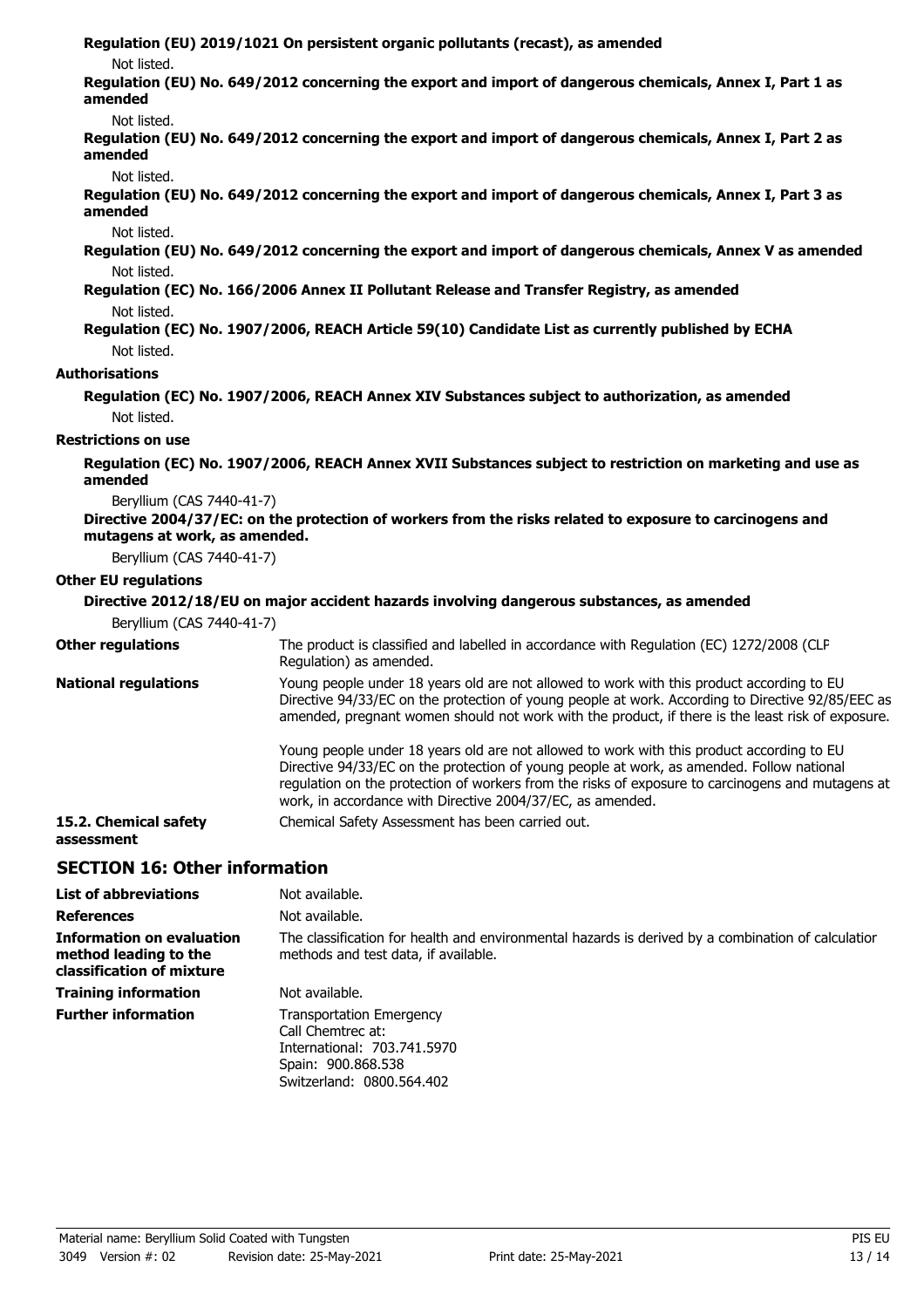**Regulation (EU) 2019/1021 On persistent organic pollutants (recast), as amended**

Not listed.

**Regulation (EU) No. 649/2012 concerning the export and import of dangerous chemicals, Annex I, Part 1 as amended**

Not listed.

**Regulation (EU) No. 649/2012 concerning the export and import of dangerous chemicals, Annex I, Part 2 as amended**

Not listed.

**Regulation (EU) No. 649/2012 concerning the export and import of dangerous chemicals, Annex I, Part 3 as amended**

Not listed.

**Regulation (EU) No. 649/2012 concerning the export and import of dangerous chemicals, Annex V as amended**

Not listed.

**Regulation (EC) No. 166/2006 Annex II Pollutant Release and Transfer Registry, as amended**

Not listed.

**Regulation (EC) No. 1907/2006, REACH Article 59(10) Candidate List as currently published by ECHA**

Not listed.

**Authorisations**

**Regulation (EC) No. 1907/2006, REACH Annex XIV Substances subject to authorization, as amended**

Not listed.

**Restrictions on use**

**Regulation (EC) No. 1907/2006, REACH Annex XVII Substances subject to restriction on marketing and use as amended**

Beryllium (CAS 7440-41-7)

**Directive 2004/37/EC: on the protection of workers from the risks related to exposure to carcinogens and mutagens at work, as amended.**

Beryllium (CAS 7440-41-7)

**Other EU regulations**

**Directive 2012/18/EU on major accident hazards involving dangerous substances, as amended**

Beryllium (CAS 7440-41-7)

**Other regulations** — The product is classified and labelled in accordance with Regulation (EC) 1272/2008 (CLP Regulation) as amended.

**National regulations** — Young people under 18 years old are not allowed to work with this product according to EU Directive 94/33/EC on the protection of young people at work. According to Directive 92/85/EEC as amended, pregnant women should not work with the product, if there is the least risk of exposure.

Young people under 18 years old are not allowed to work with this product according to EU Directive 94/33/EC on the protection of young people at work, as amended. Follow national regulation on the protection of workers from the risks of exposure to carcinogens and mutagens at work, in accordance with Directive 2004/37/EC, as amended.

**15.2. Chemical safety assessment** — Chemical Safety Assessment has been carried out.

## SECTION 16: Other information

**List of abbreviations** — Not available.

**References** — Not available.

**Information on evaluation method leading to the classification of mixture** — The classification for health and environmental hazards is derived by a combination of calculation methods and test data, if available.

**Training information** — Not available.

**Further information** — Transportation Emergency
Call Chemtrec at:
International: 703.741.5970
Spain: 900.868.538
Switzerland: 0800.564.402

Material name: Beryllium Solid Coated with Tungsten
3049 Version #: 02 Revision date: 25-May-2021 Print date: 25-May-2021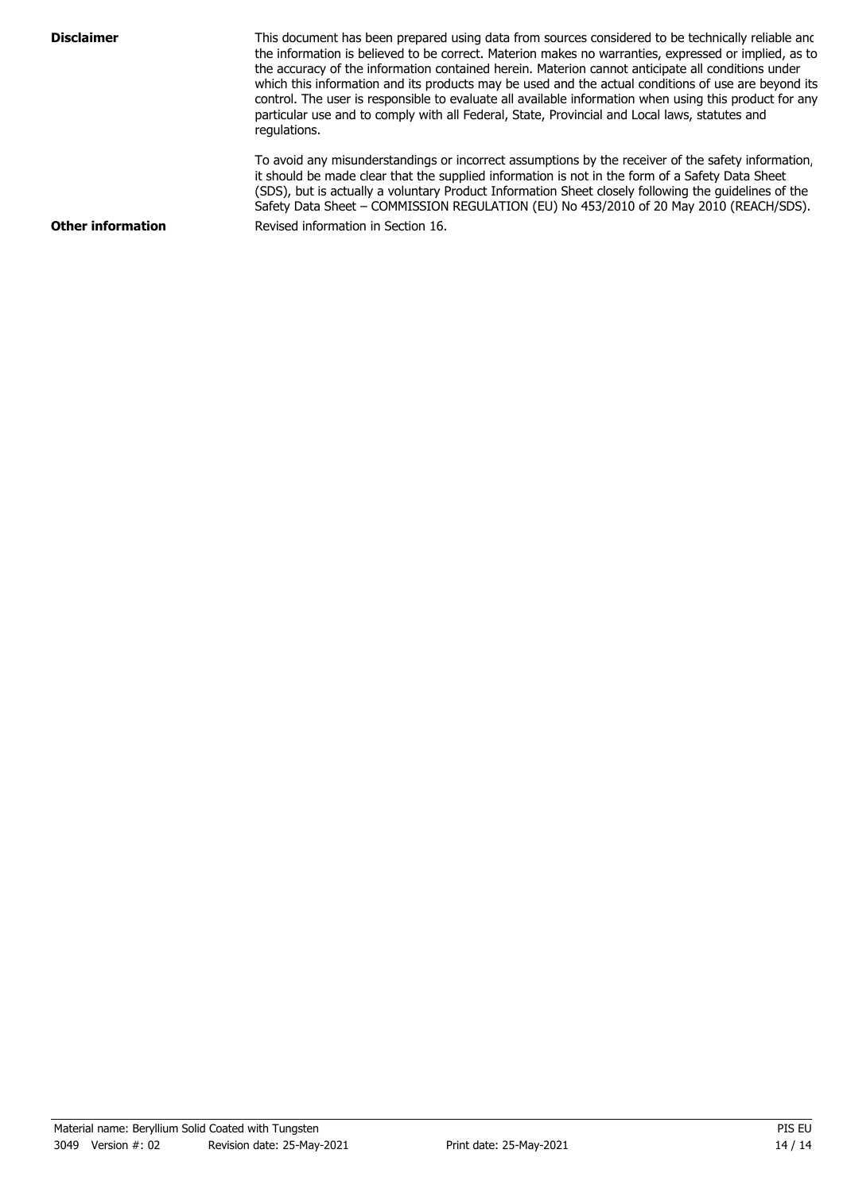**Disclaimer**

This document has been prepared using data from sources considered to be technically reliable and the information is believed to be correct. Materion makes no warranties, expressed or implied, as to the accuracy of the information contained herein. Materion cannot anticipate all conditions under which this information and its products may be used and the actual conditions of use are beyond its control. The user is responsible to evaluate all available information when using this product for any particular use and to comply with all Federal, State, Provincial and Local laws, statutes and regulations.

To avoid any misunderstandings or incorrect assumptions by the receiver of the safety information, it should be made clear that the supplied information is not in the form of a Safety Data Sheet (SDS), but is actually a voluntary Product Information Sheet closely following the guidelines of the Safety Data Sheet – COMMISSION REGULATION (EU) No 453/2010 of 20 May 2010 (REACH/SDS).

**Other information**

Revised information in Section 16.